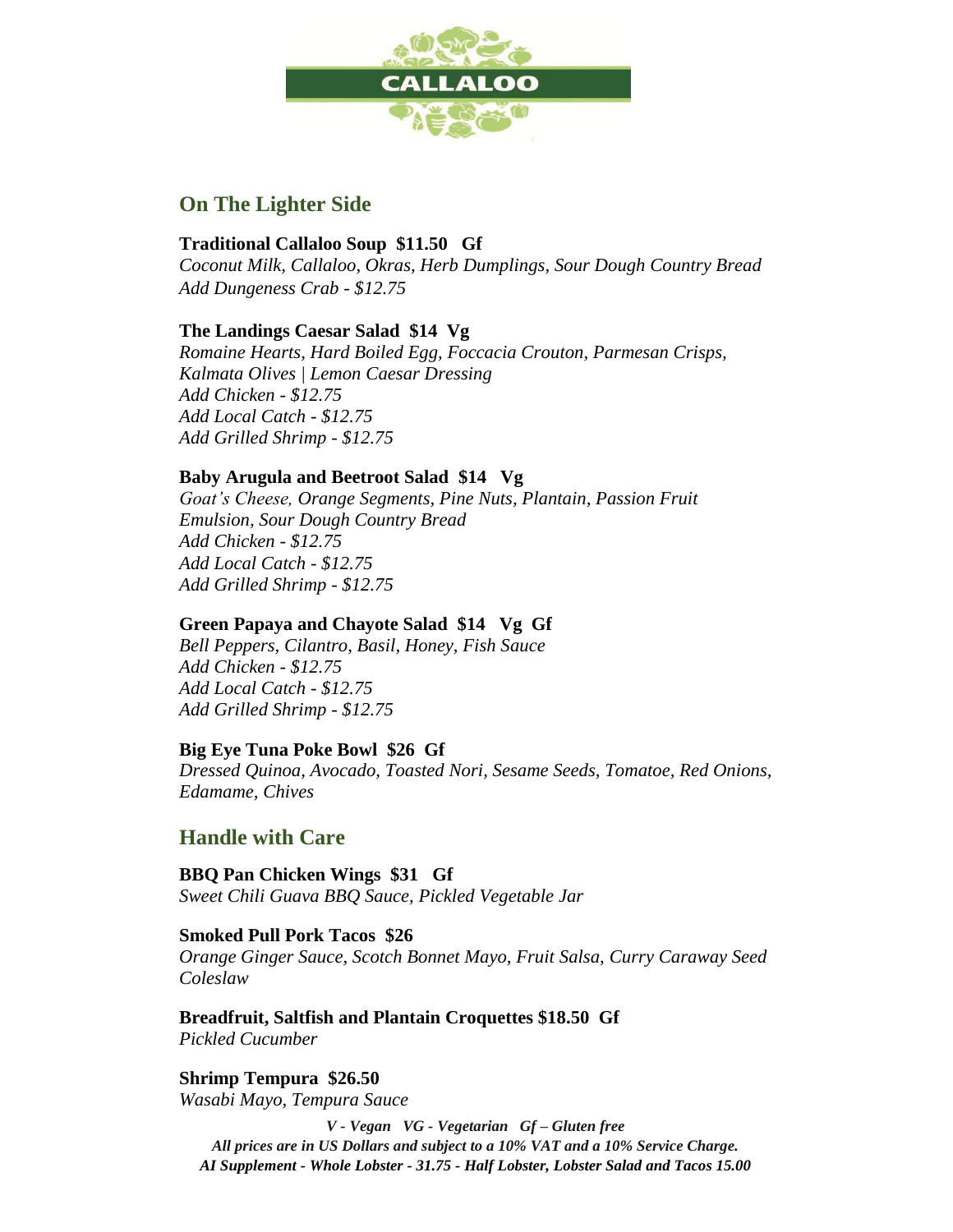# CALLALOO

## On The Lighter Side

**Traditional Callaloo Soup $11.50 Gf**
*Coconut Milk, Callaloo, Okras, Herb Dumplings, Sour Dough Country Bread*
*Add Dungeness Crab - $12.75*

**The Landings Caesar Salad $14 Vg**
*Romaine Hearts, Hard Boiled Egg, Foccacia Crouton, Parmesan Crisps, Kalmata Olives | Lemon Caesar Dressing*
*Add Chicken - $12.75*
*Add Local Catch - $12.75*
*Add Grilled Shrimp - $12.75*

**Baby Arugula and Beetroot Salad $14 Vg**
*Goat's Cheese, Orange Segments, Pine Nuts, Plantain, Passion Fruit Emulsion, Sour Dough Country Bread*
*Add Chicken - $12.75*
*Add Local Catch - $12.75*
*Add Grilled Shrimp - $12.75*

**Green Papaya and Chayote Salad $14 Vg Gf**
*Bell Peppers, Cilantro, Basil, Honey, Fish Sauce*
*Add Chicken - $12.75*
*Add Local Catch - $12.75*
*Add Grilled Shrimp - $12.75*

**Big Eye Tuna Poke Bowl $26 Gf**
*Dressed Quinoa, Avocado, Toasted Nori, Sesame Seeds, Tomatoe, Red Onions, Edamame, Chives*

## Handle with Care

**BBQ Pan Chicken Wings $31 Gf**
*Sweet Chili Guava BBQ Sauce, Pickled Vegetable Jar*

**Smoked Pull Pork Tacos $26**
*Orange Ginger Sauce, Scotch Bonnet Mayo, Fruit Salsa, Curry Caraway Seed Coleslaw*

**Breadfruit, Saltfish and Plantain Croquettes $18.50 Gf**
*Pickled Cucumber*

**Shrimp Tempura $26.50**
*Wasabi Mayo, Tempura Sauce*

*V - Vegan VG - Vegetarian Gf – Gluten free*
***All prices are in US Dollars and subject to a 10% VAT and a 10% Service Charge.***
***AI Supplement - Whole Lobster - 31.75 - Half Lobster, Lobster Salad and Tacos 15.00***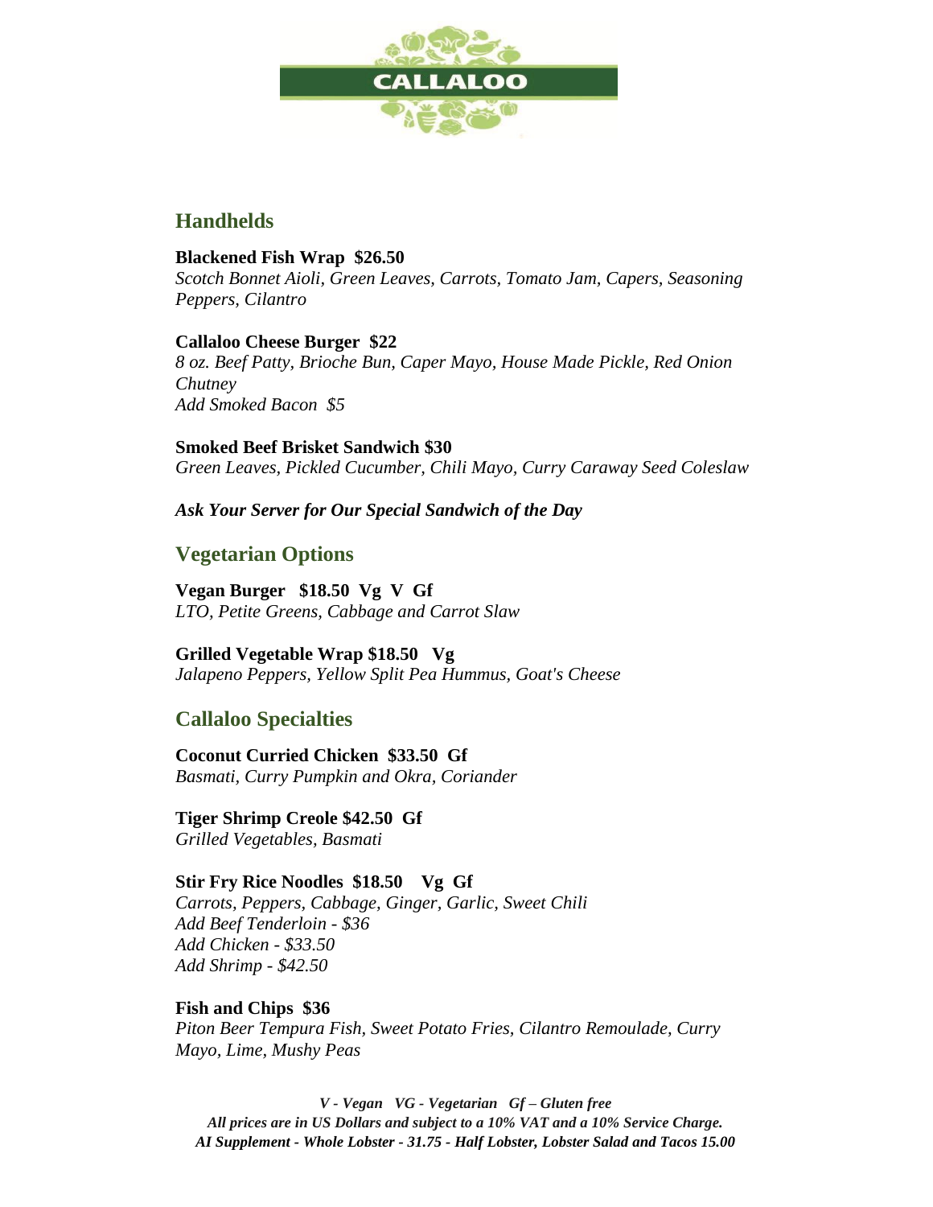# CALLALOO

## Handhelds

**Blackened Fish Wrap  $26.50**
*Scotch Bonnet Aioli, Green Leaves, Carrots, Tomato Jam, Capers, Seasoning Peppers, Cilantro*

**Callaloo Cheese Burger  $22**
*8 oz. Beef Patty, Brioche Bun, Caper Mayo, House Made Pickle, Red Onion Chutney*
*Add Smoked Bacon  $5*

**Smoked Beef Brisket Sandwich $30**
*Green Leaves, Pickled Cucumber, Chili Mayo, Curry Caraway Seed Coleslaw*

***Ask Your Server for Our Special Sandwich of the Day***

## Vegetarian Options

**Vegan Burger   $18.50  Vg  V  Gf**
*LTO, Petite Greens, Cabbage and Carrot Slaw*

**Grilled Vegetable Wrap $18.50   Vg**
*Jalapeno Peppers, Yellow Split Pea Hummus, Goat's Cheese*

## Callaloo Specialties

**Coconut Curried Chicken  $33.50  Gf**
*Basmati, Curry Pumpkin and Okra, Coriander*

**Tiger Shrimp Creole $42.50  Gf**
*Grilled Vegetables, Basmati*

**Stir Fry Rice Noodles  $18.50    Vg  Gf**
*Carrots, Peppers, Cabbage, Ginger, Garlic, Sweet Chili*
*Add Beef Tenderloin - $36*
*Add Chicken - $33.50*
*Add Shrimp - $42.50*

**Fish and Chips  $36**
*Piton Beer Tempura Fish, Sweet Potato Fries, Cilantro Remoulade, Curry Mayo, Lime, Mushy Peas*

***V - Vegan   VG - Vegetarian   Gf – Gluten free***
***All prices are in US Dollars and subject to a 10% VAT and a 10% Service Charge.***
***AI Supplement - Whole Lobster - 31.75 - Half Lobster, Lobster Salad and Tacos 15.00***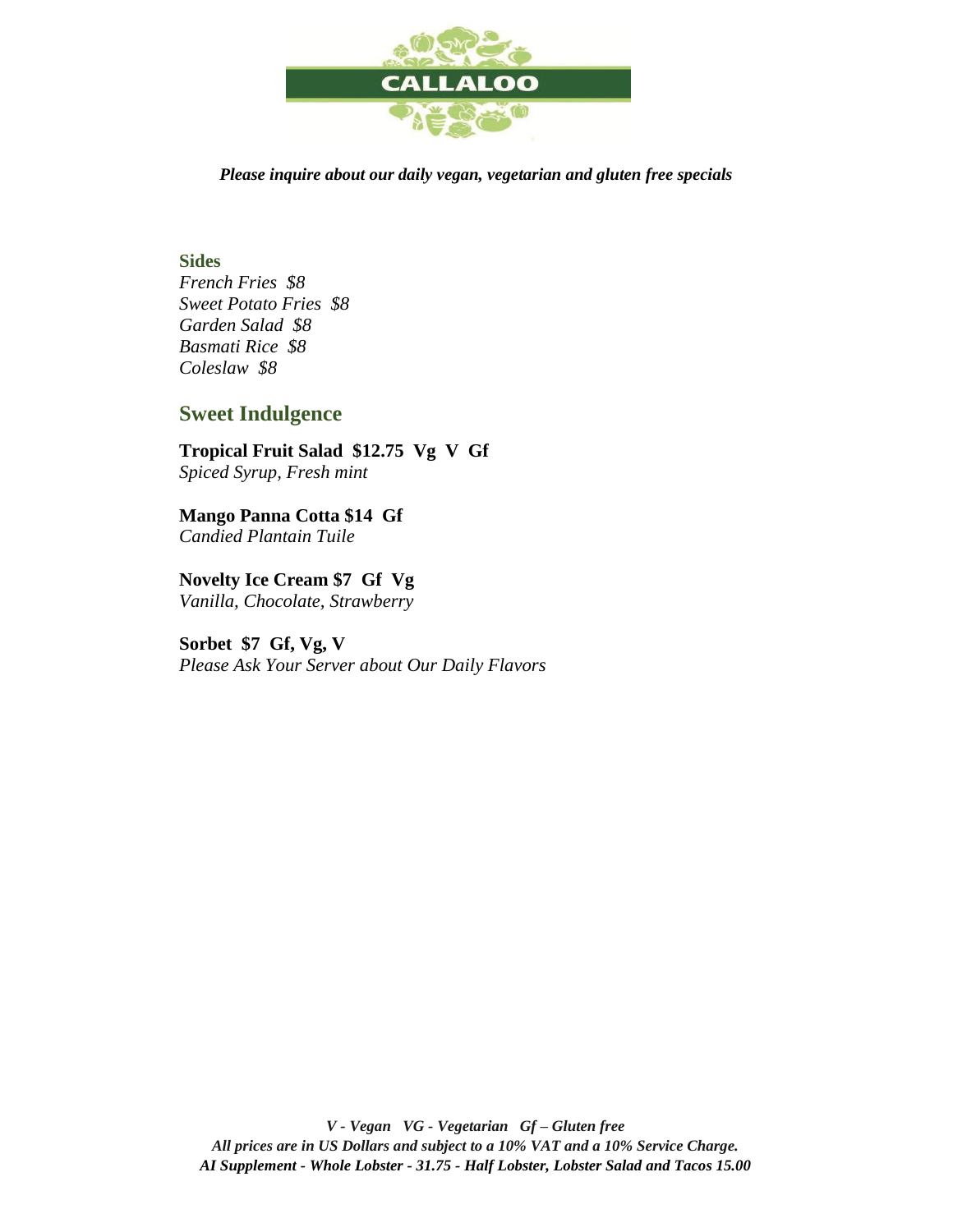# CALLALOO

***Please inquire about our daily vegan, vegetarian and gluten free specials***

### Sides

*French Fries $8*
*Sweet Potato Fries $8*
*Garden Salad $8*
*Basmati Rice $8*
*Coleslaw $8*

## Sweet Indulgence

**Tropical Fruit Salad $12.75 Vg V Gf**
*Spiced Syrup, Fresh mint*

**Mango Panna Cotta $14 Gf**
*Candied Plantain Tuile*

**Novelty Ice Cream $7 Gf Vg**
*Vanilla, Chocolate, Strawberry*

**Sorbet $7 Gf, Vg, V**
*Please Ask Your Server about Our Daily Flavors*

***V - Vegan VG - Vegetarian Gf – Gluten free***
***All prices are in US Dollars and subject to a 10% VAT and a 10% Service Charge.***
***AI Supplement - Whole Lobster - 31.75 - Half Lobster, Lobster Salad and Tacos 15.00***